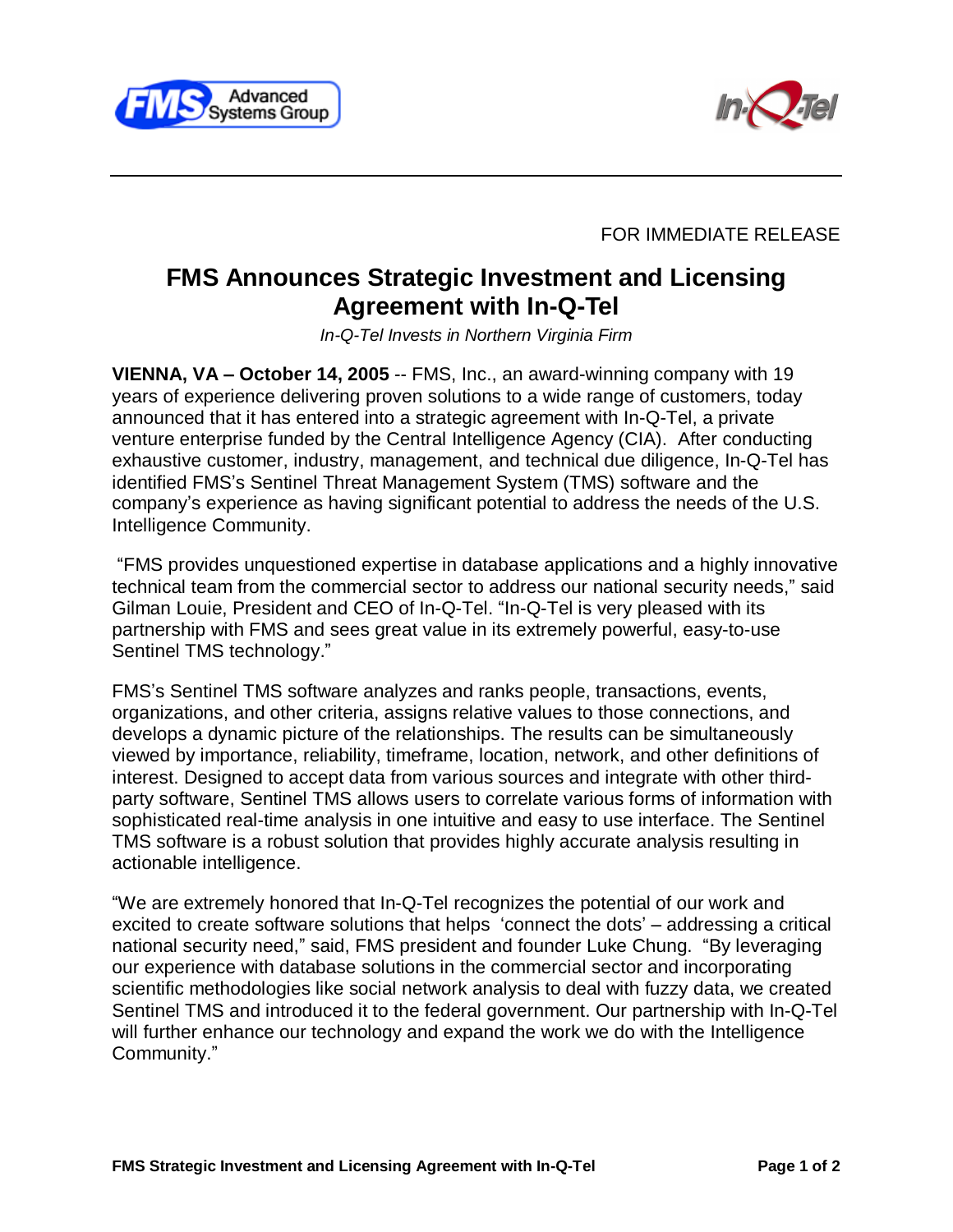FOR IMMEDIATE RELEASE

# FMS Announces Strategic Investment and Licensing Agreement with In-Q-Tel

*In-Q-Tel Invests in Northern Virginia Firm*

**VIENNA, VA – October 14, 2005** -- FMS, Inc., an award-winning company with 19 years of experience delivering proven solutions to a wide range of customers, today announced that it has entered into a strategic agreement with In-Q-Tel, a private venture enterprise funded by the Central Intelligence Agency (CIA). After conducting exhaustive customer, industry, management, and technical due diligence, In-Q-Tel has identified FMS's Sentinel Threat Management System (TMS) software and the company's experience as having significant potential to address the needs of the U.S. Intelligence Community.

"FMS provides unquestioned expertise in database applications and a highly innovative technical team from the commercial sector to address our national security needs," said Gilman Louie, President and CEO of In-Q-Tel. "In-Q-Tel is very pleased with its partnership with FMS and sees great value in its extremely powerful, easy-to-use Sentinel TMS technology."

FMS's Sentinel TMS software analyzes and ranks people, transactions, events, organizations, and other criteria, assigns relative values to those connections, and develops a dynamic picture of the relationships. The results can be simultaneously viewed by importance, reliability, timeframe, location, network, and other definitions of interest. Designed to accept data from various sources and integrate with other third-party software, Sentinel TMS allows users to correlate various forms of information with sophisticated real-time analysis in one intuitive and easy to use interface. The Sentinel TMS software is a robust solution that provides highly accurate analysis resulting in actionable intelligence.

"We are extremely honored that In-Q-Tel recognizes the potential of our work and excited to create software solutions that helps 'connect the dots' – addressing a critical national security need," said, FMS president and founder Luke Chung. "By leveraging our experience with database solutions in the commercial sector and incorporating scientific methodologies like social network analysis to deal with fuzzy data, we created Sentinel TMS and introduced it to the federal government. Our partnership with In-Q-Tel will further enhance our technology and expand the work we do with the Intelligence Community."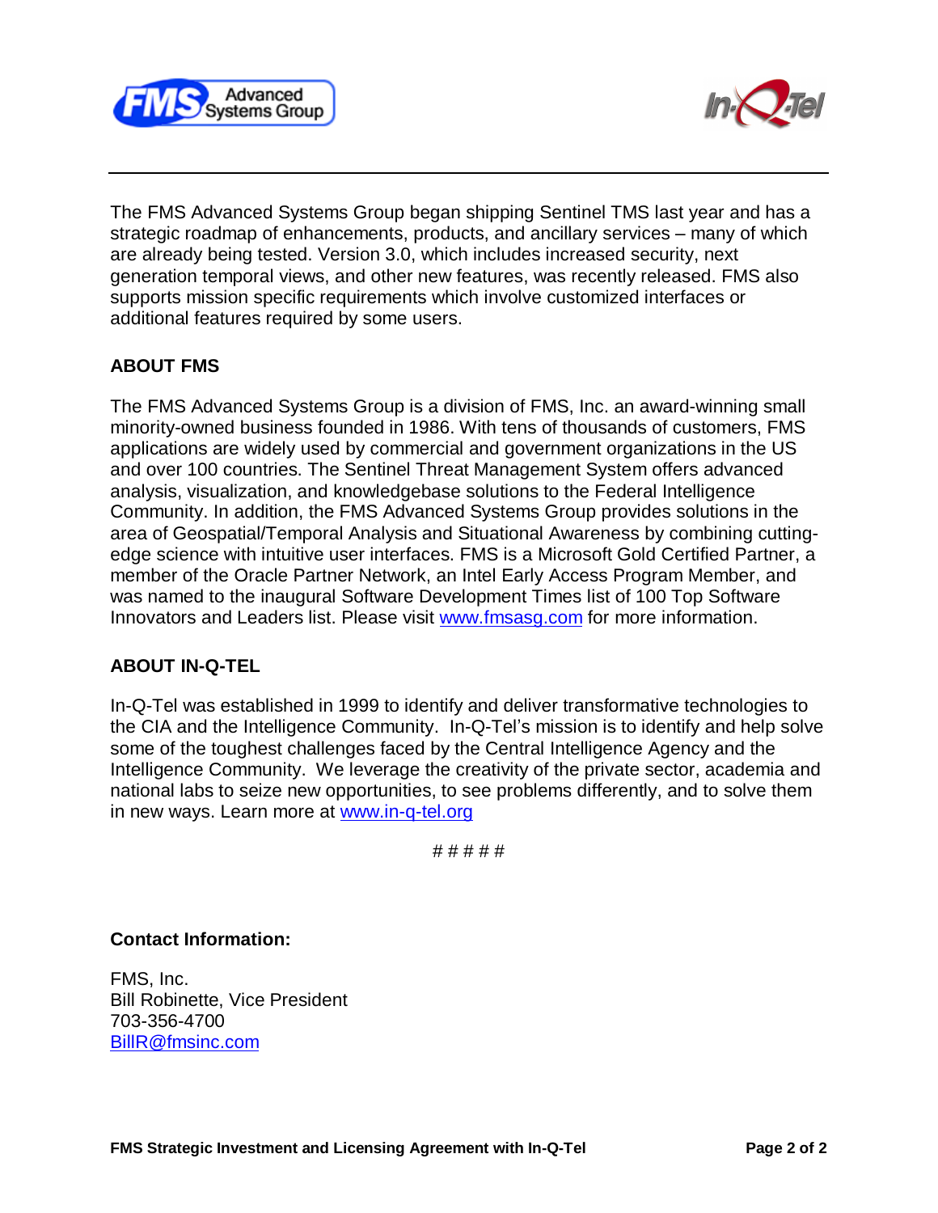The FMS Advanced Systems Group began shipping Sentinel TMS last year and has a strategic roadmap of enhancements, products, and ancillary services – many of which are already being tested. Version 3.0, which includes increased security, next generation temporal views, and other new features, was recently released. FMS also supports mission specific requirements which involve customized interfaces or additional features required by some users.

**ABOUT FMS**

The FMS Advanced Systems Group is a division of FMS, Inc. an award-winning small minority-owned business founded in 1986. With tens of thousands of customers, FMS applications are widely used by commercial and government organizations in the US and over 100 countries. The Sentinel Threat Management System offers advanced analysis, visualization, and knowledgebase solutions to the Federal Intelligence Community. In addition, the FMS Advanced Systems Group provides solutions in the area of Geospatial/Temporal Analysis and Situational Awareness by combining cutting-edge science with intuitive user interfaces. FMS is a Microsoft Gold Certified Partner, a member of the Oracle Partner Network, an Intel Early Access Program Member, and was named to the inaugural Software Development Times list of 100 Top Software Innovators and Leaders list. Please visit www.fmsasg.com for more information.

**ABOUT IN-Q-TEL**

In-Q-Tel was established in 1999 to identify and deliver transformative technologies to the CIA and the Intelligence Community. In-Q-Tel's mission is to identify and help solve some of the toughest challenges faced by the Central Intelligence Agency and the Intelligence Community. We leverage the creativity of the private sector, academia and national labs to seize new opportunities, to see problems differently, and to solve them in new ways. Learn more at www.in-q-tel.org

# # # # #

**Contact Information:**

FMS, Inc.
Bill Robinette, Vice President
703-356-4700
BillR@fmsinc.com